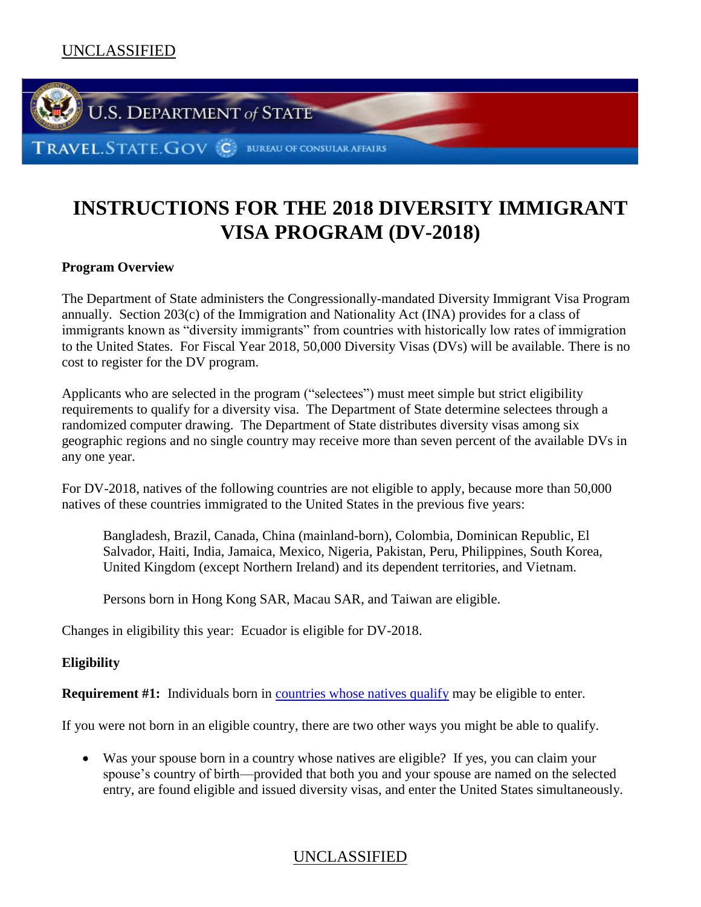UNCLASSIFIED

U.S. DEPARTMENT of STATE

TRAVEL.STATE.GOV BUREAU OF CONSULAR AFFAIRS

# INSTRUCTIONS FOR THE 2018 DIVERSITY IMMIGRANT VISA PROGRAM (DV-2018)

**Program Overview**

The Department of State administers the Congressionally-mandated Diversity Immigrant Visa Program annually. Section 203(c) of the Immigration and Nationality Act (INA) provides for a class of immigrants known as "diversity immigrants" from countries with historically low rates of immigration to the United States. For Fiscal Year 2018, 50,000 Diversity Visas (DVs) will be available. There is no cost to register for the DV program.

Applicants who are selected in the program ("selectees") must meet simple but strict eligibility requirements to qualify for a diversity visa. The Department of State determine selectees through a randomized computer drawing. The Department of State distributes diversity visas among six geographic regions and no single country may receive more than seven percent of the available DVs in any one year.

For DV-2018, natives of the following countries are not eligible to apply, because more than 50,000 natives of these countries immigrated to the United States in the previous five years:

> Bangladesh, Brazil, Canada, China (mainland-born), Colombia, Dominican Republic, El Salvador, Haiti, India, Jamaica, Mexico, Nigeria, Pakistan, Peru, Philippines, South Korea, United Kingdom (except Northern Ireland) and its dependent territories, and Vietnam.
>
> Persons born in Hong Kong SAR, Macau SAR, and Taiwan are eligible.

Changes in eligibility this year: Ecuador is eligible for DV-2018.

**Eligibility**

**Requirement #1:** Individuals born in countries whose natives qualify may be eligible to enter.

If you were not born in an eligible country, there are two other ways you might be able to qualify.

- Was your spouse born in a country whose natives are eligible? If yes, you can claim your spouse's country of birth—provided that both you and your spouse are named on the selected entry, are found eligible and issued diversity visas, and enter the United States simultaneously.

UNCLASSIFIED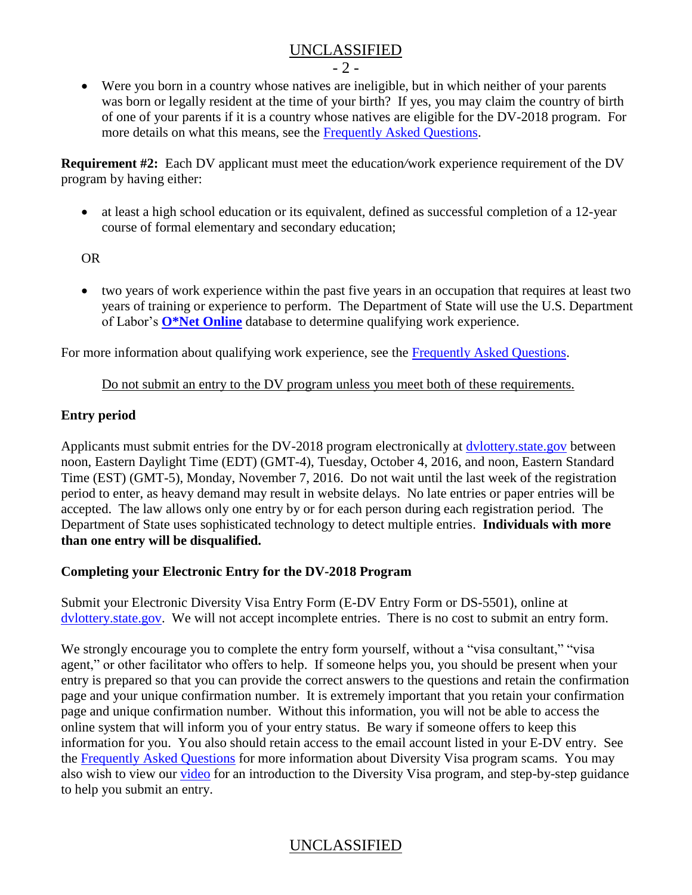- Were you born in a country whose natives are ineligible, but in which neither of your parents was born or legally resident at the time of your birth? If yes, you may claim the country of birth of one of your parents if it is a country whose natives are eligible for the DV-2018 program. For more details on what this means, see the Frequently Asked Questions.

**Requirement #2:** Each DV applicant must meet the education/work experience requirement of the DV program by having either:

- at least a high school education or its equivalent, defined as successful completion of a 12-year course of formal elementary and secondary education;

OR

- two years of work experience within the past five years in an occupation that requires at least two years of training or experience to perform. The Department of State will use the U.S. Department of Labor's **O*Net Online** database to determine qualifying work experience.

For more information about qualifying work experience, see the Frequently Asked Questions.

Do not submit an entry to the DV program unless you meet both of these requirements.

**Entry period**

Applicants must submit entries for the DV-2018 program electronically at dvlottery.state.gov between noon, Eastern Daylight Time (EDT) (GMT-4), Tuesday, October 4, 2016, and noon, Eastern Standard Time (EST) (GMT-5), Monday, November 7, 2016. Do not wait until the last week of the registration period to enter, as heavy demand may result in website delays. No late entries or paper entries will be accepted. The law allows only one entry by or for each person during each registration period. The Department of State uses sophisticated technology to detect multiple entries. **Individuals with more than one entry will be disqualified.**

**Completing your Electronic Entry for the DV-2018 Program**

Submit your Electronic Diversity Visa Entry Form (E-DV Entry Form or DS-5501), online at dvlottery.state.gov. We will not accept incomplete entries. There is no cost to submit an entry form.

We strongly encourage you to complete the entry form yourself, without a "visa consultant," "visa agent," or other facilitator who offers to help. If someone helps you, you should be present when your entry is prepared so that you can provide the correct answers to the questions and retain the confirmation page and your unique confirmation number. It is extremely important that you retain your confirmation page and unique confirmation number. Without this information, you will not be able to access the online system that will inform you of your entry status. Be wary if someone offers to keep this information for you. You also should retain access to the email account listed in your E-DV entry. See the Frequently Asked Questions for more information about Diversity Visa program scams. You may also wish to view our video for an introduction to the Diversity Visa program, and step-by-step guidance to help you submit an entry.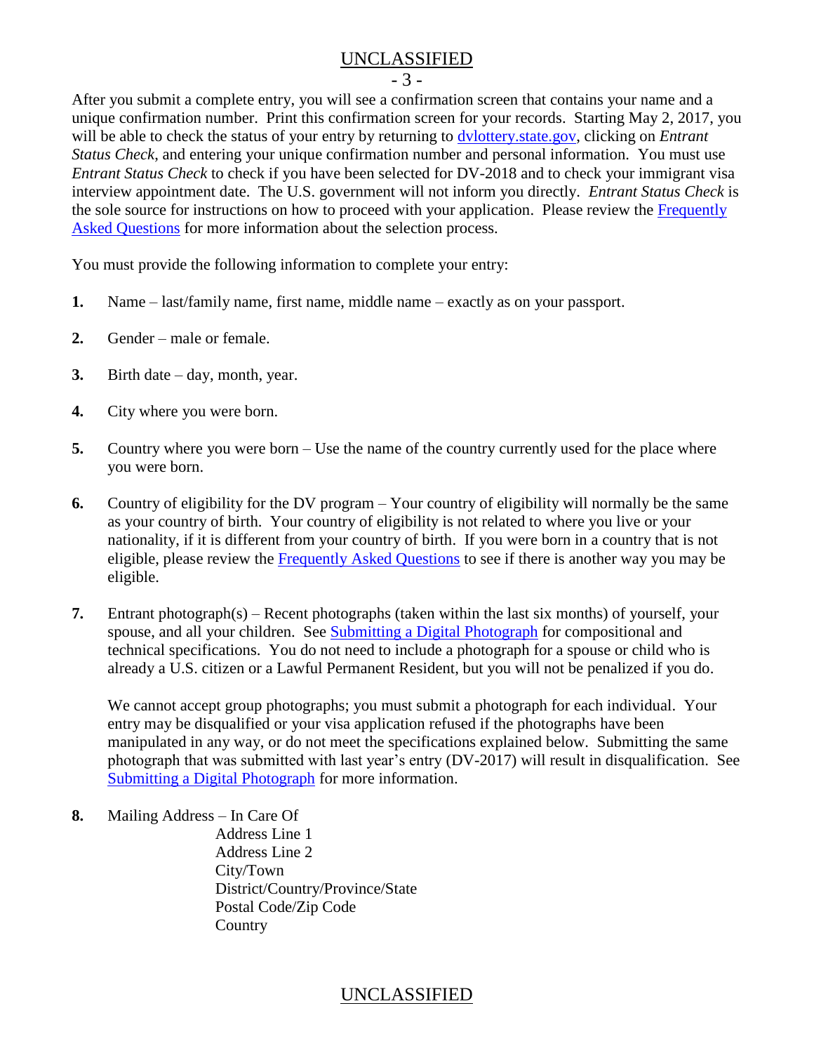After you submit a complete entry, you will see a confirmation screen that contains your name and a unique confirmation number. Print this confirmation screen for your records. Starting May 2, 2017, you will be able to check the status of your entry by returning to [dvlottery.state.gov](dvlottery.state.gov), clicking on *Entrant Status Check*, and entering your unique confirmation number and personal information. You must use *Entrant Status Check* to check if you have been selected for DV-2018 and to check your immigrant visa interview appointment date. The U.S. government will not inform you directly. *Entrant Status Check* is the sole source for instructions on how to proceed with your application. Please review the Frequently Asked Questions for more information about the selection process.

You must provide the following information to complete your entry:

**1.** Name – last/family name, first name, middle name – exactly as on your passport.

**2.** Gender – male or female.

**3.** Birth date – day, month, year.

**4.** City where you were born.

**5.** Country where you were born – Use the name of the country currently used for the place where you were born.

**6.** Country of eligibility for the DV program – Your country of eligibility will normally be the same as your country of birth. Your country of eligibility is not related to where you live or your nationality, if it is different from your country of birth. If you were born in a country that is not eligible, please review the Frequently Asked Questions to see if there is another way you may be eligible.

**7.** Entrant photograph(s) – Recent photographs (taken within the last six months) of yourself, your spouse, and all your children. See Submitting a Digital Photograph for compositional and technical specifications. You do not need to include a photograph for a spouse or child who is already a U.S. citizen or a Lawful Permanent Resident, but you will not be penalized if you do.

We cannot accept group photographs; you must submit a photograph for each individual. Your entry may be disqualified or your visa application refused if the photographs have been manipulated in any way, or do not meet the specifications explained below. Submitting the same photograph that was submitted with last year's entry (DV-2017) will result in disqualification. See Submitting a Digital Photograph for more information.

**8.** Mailing Address – In Care Of  
Address Line 1  
Address Line 2  
City/Town  
District/Country/Province/State  
Postal Code/Zip Code  
Country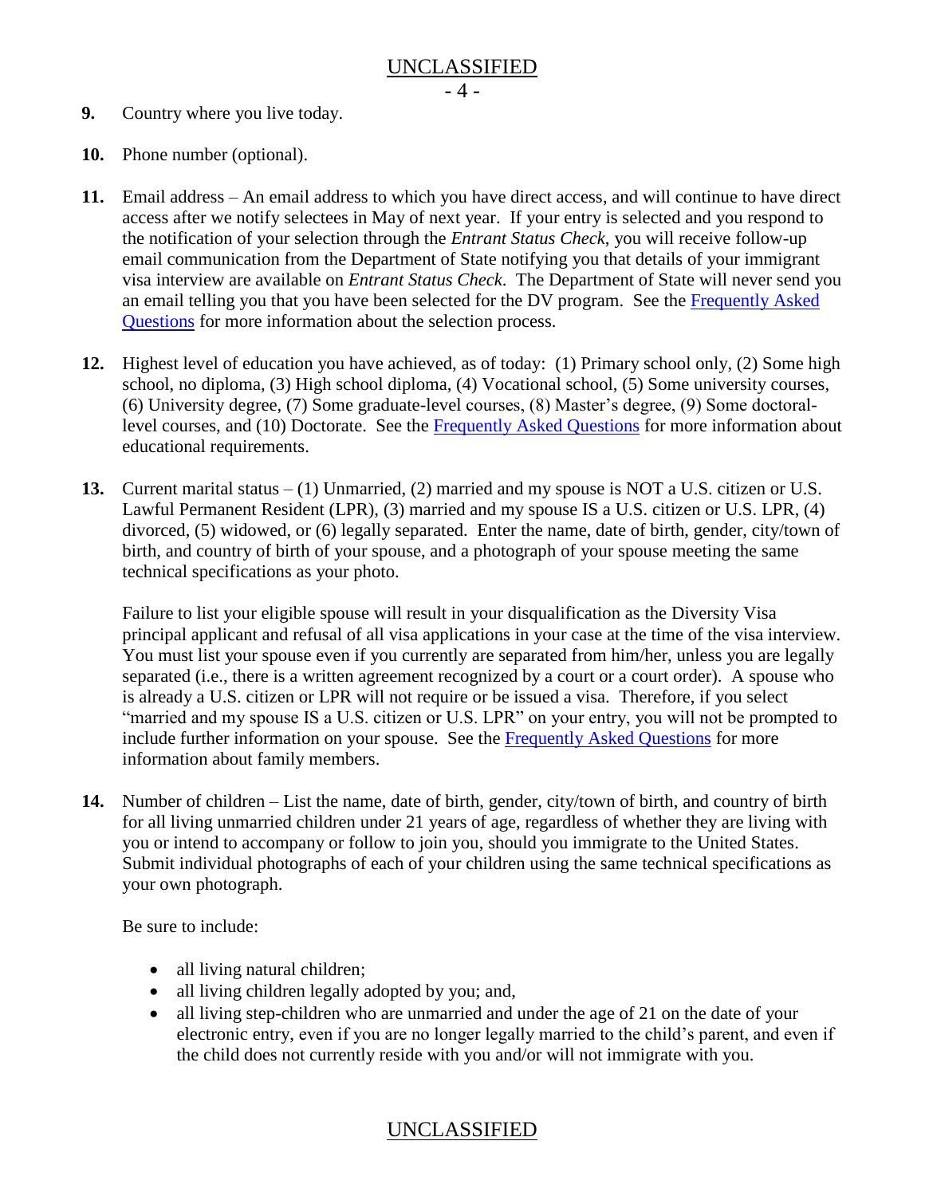**9.** Country where you live today.

**10.** Phone number (optional).

**11.** Email address – An email address to which you have direct access, and will continue to have direct access after we notify selectees in May of next year. If your entry is selected and you respond to the notification of your selection through the *Entrant Status Check*, you will receive follow-up email communication from the Department of State notifying you that details of your immigrant visa interview are available on *Entrant Status Check*. The Department of State will never send you an email telling you that you have been selected for the DV program. See the Frequently Asked Questions for more information about the selection process.

**12.** Highest level of education you have achieved, as of today: (1) Primary school only, (2) Some high school, no diploma, (3) High school diploma, (4) Vocational school, (5) Some university courses, (6) University degree, (7) Some graduate-level courses, (8) Master's degree, (9) Some doctoral-level courses, and (10) Doctorate. See the Frequently Asked Questions for more information about educational requirements.

**13.** Current marital status – (1) Unmarried, (2) married and my spouse is NOT a U.S. citizen or U.S. Lawful Permanent Resident (LPR), (3) married and my spouse IS a U.S. citizen or U.S. LPR, (4) divorced, (5) widowed, or (6) legally separated. Enter the name, date of birth, gender, city/town of birth, and country of birth of your spouse, and a photograph of your spouse meeting the same technical specifications as your photo.

Failure to list your eligible spouse will result in your disqualification as the Diversity Visa principal applicant and refusal of all visa applications in your case at the time of the visa interview. You must list your spouse even if you currently are separated from him/her, unless you are legally separated (i.e., there is a written agreement recognized by a court or a court order). A spouse who is already a U.S. citizen or LPR will not require or be issued a visa. Therefore, if you select "married and my spouse IS a U.S. citizen or U.S. LPR" on your entry, you will not be prompted to include further information on your spouse. See the Frequently Asked Questions for more information about family members.

**14.** Number of children – List the name, date of birth, gender, city/town of birth, and country of birth for all living unmarried children under 21 years of age, regardless of whether they are living with you or intend to accompany or follow to join you, should you immigrate to the United States. Submit individual photographs of each of your children using the same technical specifications as your own photograph.

Be sure to include:

- all living natural children;
- all living children legally adopted by you; and,
- all living step-children who are unmarried and under the age of 21 on the date of your electronic entry, even if you are no longer legally married to the child's parent, and even if the child does not currently reside with you and/or will not immigrate with you.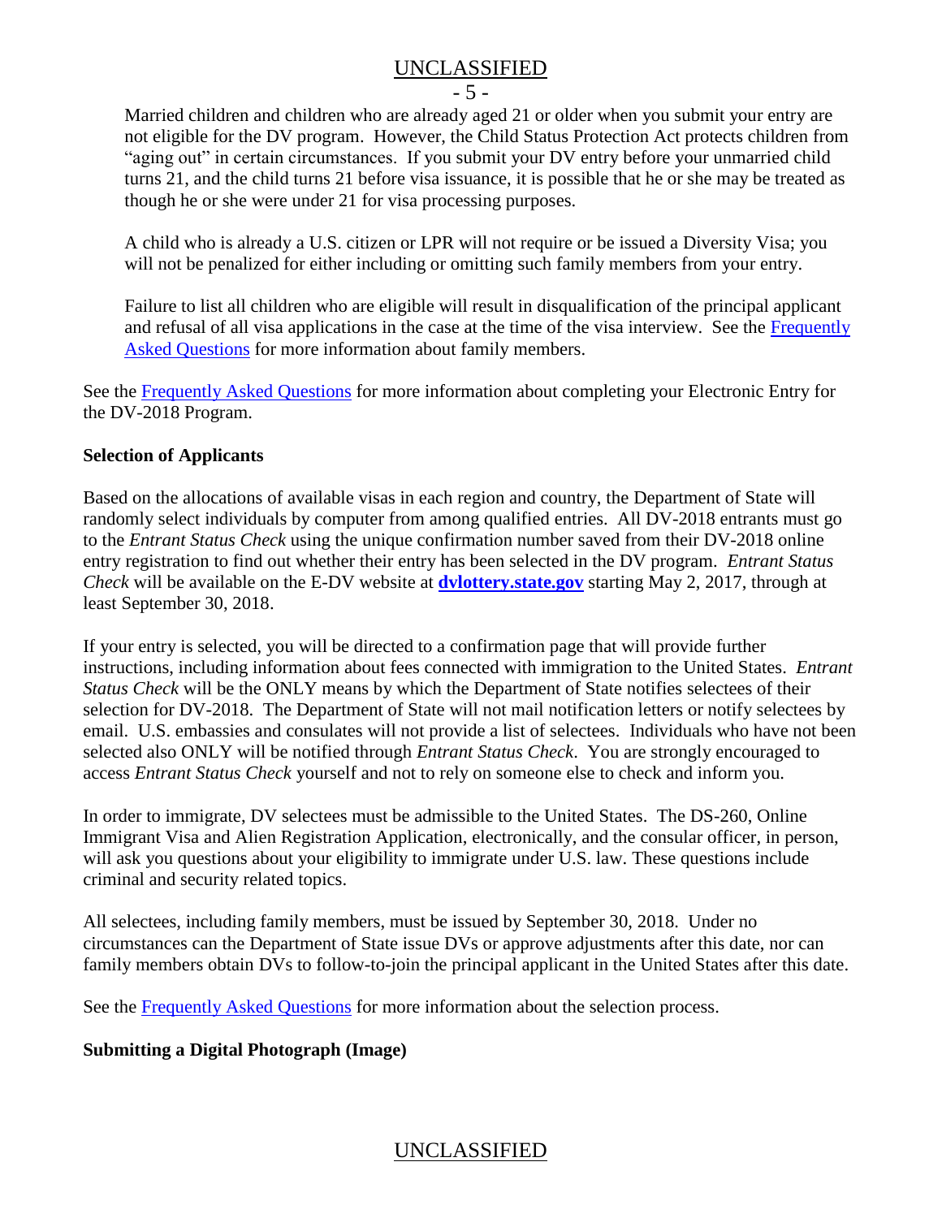Married children and children who are already aged 21 or older when you submit your entry are not eligible for the DV program. However, the Child Status Protection Act protects children from "aging out" in certain circumstances. If you submit your DV entry before your unmarried child turns 21, and the child turns 21 before visa issuance, it is possible that he or she may be treated as though he or she were under 21 for visa processing purposes.

A child who is already a U.S. citizen or LPR will not require or be issued a Diversity Visa; you will not be penalized for either including or omitting such family members from your entry.

Failure to list all children who are eligible will result in disqualification of the principal applicant and refusal of all visa applications in the case at the time of the visa interview. See the Frequently Asked Questions for more information about family members.

See the Frequently Asked Questions for more information about completing your Electronic Entry for the DV-2018 Program.

**Selection of Applicants**

Based on the allocations of available visas in each region and country, the Department of State will randomly select individuals by computer from among qualified entries. All DV-2018 entrants must go to the *Entrant Status Check* using the unique confirmation number saved from their DV-2018 online entry registration to find out whether their entry has been selected in the DV program. *Entrant Status Check* will be available on the E-DV website at **dvlottery.state.gov** starting May 2, 2017, through at least September 30, 2018.

If your entry is selected, you will be directed to a confirmation page that will provide further instructions, including information about fees connected with immigration to the United States. *Entrant Status Check* will be the ONLY means by which the Department of State notifies selectees of their selection for DV-2018. The Department of State will not mail notification letters or notify selectees by email. U.S. embassies and consulates will not provide a list of selectees. Individuals who have not been selected also ONLY will be notified through *Entrant Status Check*. You are strongly encouraged to access *Entrant Status Check* yourself and not to rely on someone else to check and inform you.

In order to immigrate, DV selectees must be admissible to the United States. The DS-260, Online Immigrant Visa and Alien Registration Application, electronically, and the consular officer, in person, will ask you questions about your eligibility to immigrate under U.S. law. These questions include criminal and security related topics.

All selectees, including family members, must be issued by September 30, 2018. Under no circumstances can the Department of State issue DVs or approve adjustments after this date, nor can family members obtain DVs to follow-to-join the principal applicant in the United States after this date.

See the Frequently Asked Questions for more information about the selection process.

**Submitting a Digital Photograph (Image)**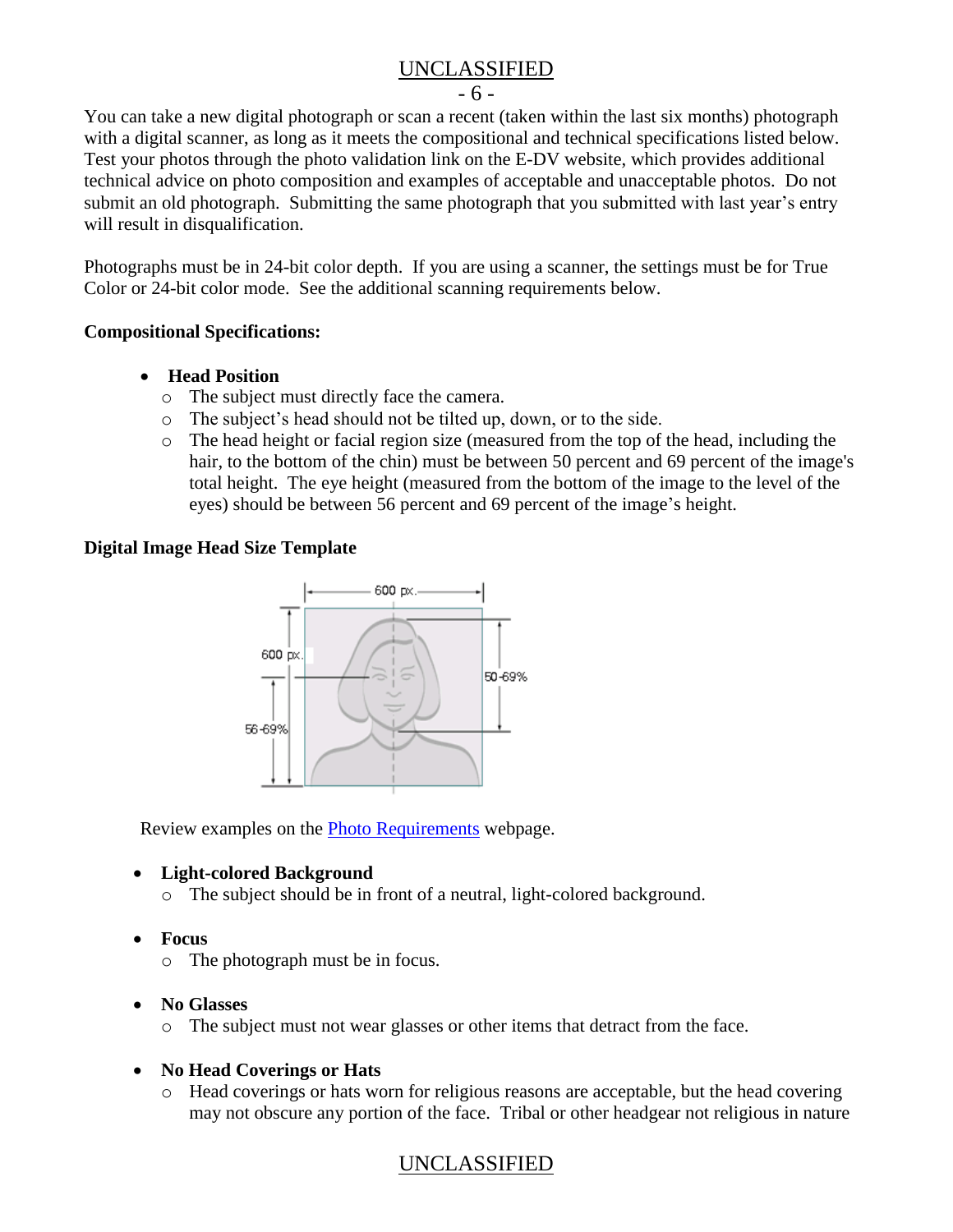You can take a new digital photograph or scan a recent (taken within the last six months) photograph with a digital scanner, as long as it meets the compositional and technical specifications listed below. Test your photos through the photo validation link on the E-DV website, which provides additional technical advice on photo composition and examples of acceptable and unacceptable photos. Do not submit an old photograph. Submitting the same photograph that you submitted with last year's entry will result in disqualification.

Photographs must be in 24-bit color depth. If you are using a scanner, the settings must be for True Color or 24-bit color mode. See the additional scanning requirements below.

**Compositional Specifications:**

- **Head Position**
  - The subject must directly face the camera.
  - The subject's head should not be tilted up, down, or to the side.
  - The head height or facial region size (measured from the top of the head, including the hair, to the bottom of the chin) must be between 50 percent and 69 percent of the image's total height. The eye height (measured from the bottom of the image to the level of the eyes) should be between 56 percent and 69 percent of the image's height.

**Digital Image Head Size Template**

600 px.

600 px.

50-69%

56-69%

Review examples on the [Photo Requirements](#) webpage.

- **Light-colored Background**
  - The subject should be in front of a neutral, light-colored background.

- **Focus**
  - The photograph must be in focus.

- **No Glasses**
  - The subject must not wear glasses or other items that detract from the face.

- **No Head Coverings or Hats**
  - Head coverings or hats worn for religious reasons are acceptable, but the head covering may not obscure any portion of the face. Tribal or other headgear not religious in nature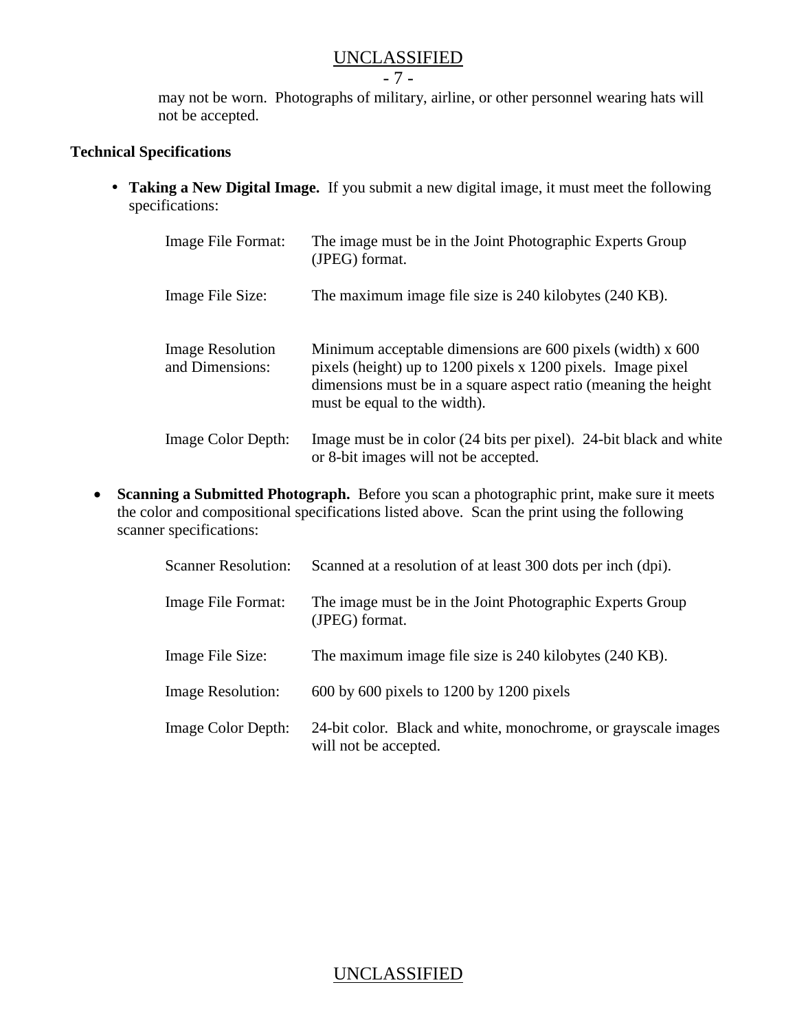may not be worn. Photographs of military, airline, or other personnel wearing hats will not be accepted.

**Technical Specifications**

- **Taking a New Digital Image.** If you submit a new digital image, it must meet the following specifications:

| | |
|---|---|
| Image File Format: | The image must be in the Joint Photographic Experts Group (JPEG) format. |
| Image File Size: | The maximum image file size is 240 kilobytes (240 KB). |
| Image Resolution and Dimensions: | Minimum acceptable dimensions are 600 pixels (width) x 600 pixels (height) up to 1200 pixels x 1200 pixels. Image pixel dimensions must be in a square aspect ratio (meaning the height must be equal to the width). |
| Image Color Depth: | Image must be in color (24 bits per pixel). 24-bit black and white or 8-bit images will not be accepted. |

- **Scanning a Submitted Photograph.** Before you scan a photographic print, make sure it meets the color and compositional specifications listed above. Scan the print using the following scanner specifications:

| | |
|---|---|
| Scanner Resolution: | Scanned at a resolution of at least 300 dots per inch (dpi). |
| Image File Format: | The image must be in the Joint Photographic Experts Group (JPEG) format. |
| Image File Size: | The maximum image file size is 240 kilobytes (240 KB). |
| Image Resolution: | 600 by 600 pixels to 1200 by 1200 pixels |
| Image Color Depth: | 24-bit color. Black and white, monochrome, or grayscale images will not be accepted. |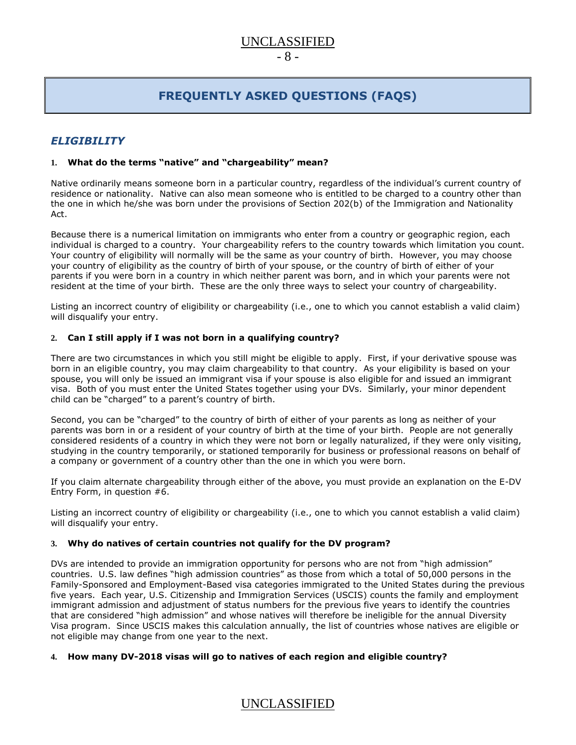# FREQUENTLY ASKED QUESTIONS (FAQS)

## *ELIGIBILITY*

### 1. What do the terms "native" and "chargeability" mean?

Native ordinarily means someone born in a particular country, regardless of the individual's current country of residence or nationality. Native can also mean someone who is entitled to be charged to a country other than the one in which he/she was born under the provisions of Section 202(b) of the Immigration and Nationality Act.

Because there is a numerical limitation on immigrants who enter from a country or geographic region, each individual is charged to a country. Your chargeability refers to the country towards which limitation you count. Your country of eligibility will normally will be the same as your country of birth. However, you may choose your country of eligibility as the country of birth of your spouse, or the country of birth of either of your parents if you were born in a country in which neither parent was born, and in which your parents were not resident at the time of your birth. These are the only three ways to select your country of chargeability.

Listing an incorrect country of eligibility or chargeability (i.e., one to which you cannot establish a valid claim) will disqualify your entry.

### 2. Can I still apply if I was not born in a qualifying country?

There are two circumstances in which you still might be eligible to apply. First, if your derivative spouse was born in an eligible country, you may claim chargeability to that country. As your eligibility is based on your spouse, you will only be issued an immigrant visa if your spouse is also eligible for and issued an immigrant visa. Both of you must enter the United States together using your DVs. Similarly, your minor dependent child can be "charged" to a parent's country of birth.

Second, you can be "charged" to the country of birth of either of your parents as long as neither of your parents was born in or a resident of your country of birth at the time of your birth. People are not generally considered residents of a country in which they were not born or legally naturalized, if they were only visiting, studying in the country temporarily, or stationed temporarily for business or professional reasons on behalf of a company or government of a country other than the one in which you were born.

If you claim alternate chargeability through either of the above, you must provide an explanation on the E-DV Entry Form, in question #6.

Listing an incorrect country of eligibility or chargeability (i.e., one to which you cannot establish a valid claim) will disqualify your entry.

### 3. Why do natives of certain countries not qualify for the DV program?

DVs are intended to provide an immigration opportunity for persons who are not from "high admission" countries. U.S. law defines "high admission countries" as those from which a total of 50,000 persons in the Family-Sponsored and Employment-Based visa categories immigrated to the United States during the previous five years. Each year, U.S. Citizenship and Immigration Services (USCIS) counts the family and employment immigrant admission and adjustment of status numbers for the previous five years to identify the countries that are considered "high admission" and whose natives will therefore be ineligible for the annual Diversity Visa program. Since USCIS makes this calculation annually, the list of countries whose natives are eligible or not eligible may change from one year to the next.

### 4. How many DV-2018 visas will go to natives of each region and eligible country?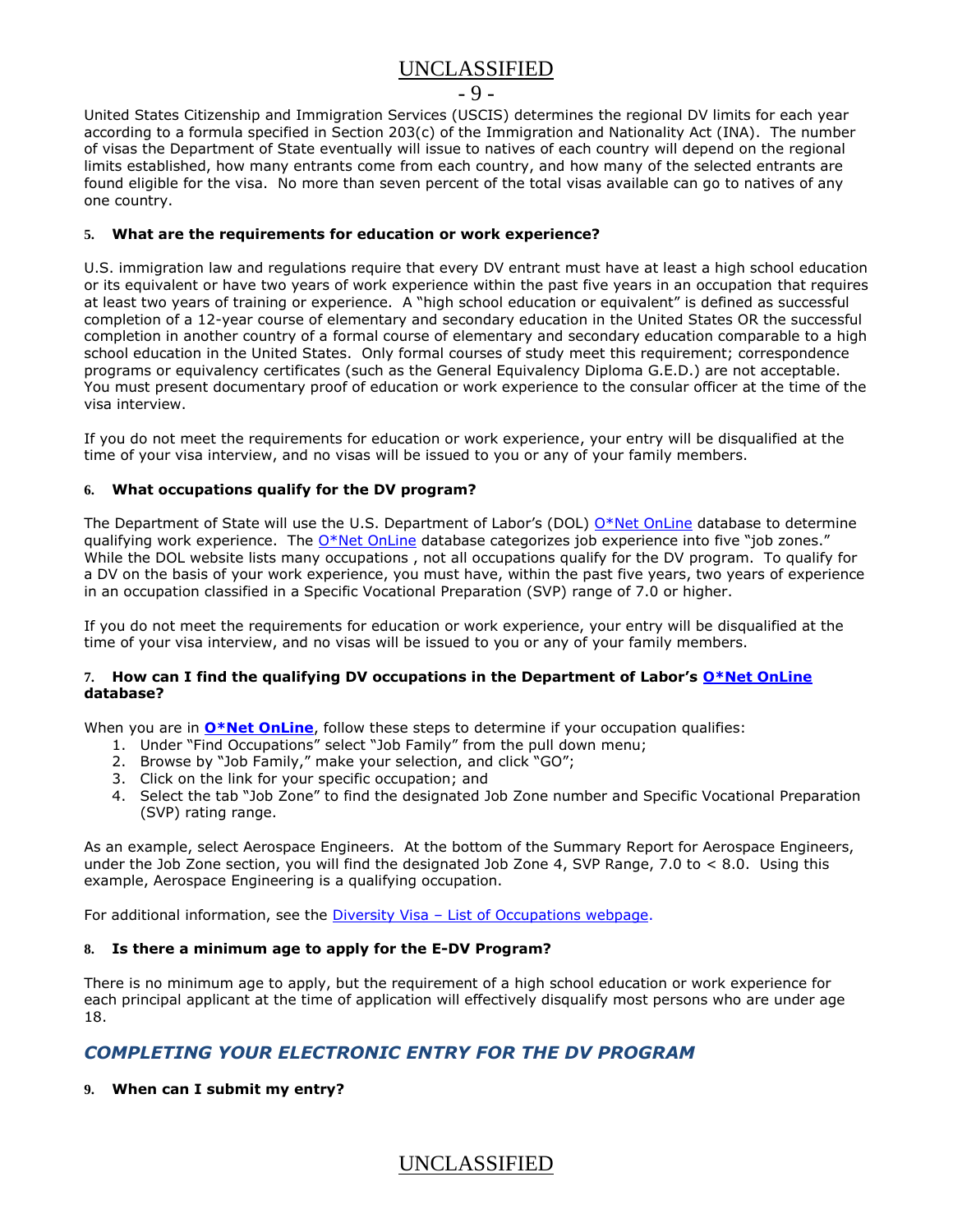United States Citizenship and Immigration Services (USCIS) determines the regional DV limits for each year according to a formula specified in Section 203(c) of the Immigration and Nationality Act (INA). The number of visas the Department of State eventually will issue to natives of each country will depend on the regional limits established, how many entrants come from each country, and how many of the selected entrants are found eligible for the visa. No more than seven percent of the total visas available can go to natives of any one country.

### 5. What are the requirements for education or work experience?

U.S. immigration law and regulations require that every DV entrant must have at least a high school education or its equivalent or have two years of work experience within the past five years in an occupation that requires at least two years of training or experience. A "high school education or equivalent" is defined as successful completion of a 12-year course of elementary and secondary education in the United States OR the successful completion in another country of a formal course of elementary and secondary education comparable to a high school education in the United States. Only formal courses of study meet this requirement; correspondence programs or equivalency certificates (such as the General Equivalency Diploma G.E.D.) are not acceptable. You must present documentary proof of education or work experience to the consular officer at the time of the visa interview.

If you do not meet the requirements for education or work experience, your entry will be disqualified at the time of your visa interview, and no visas will be issued to you or any of your family members.

### 6. What occupations qualify for the DV program?

The Department of State will use the U.S. Department of Labor's (DOL) O*Net OnLine database to determine qualifying work experience. The O*Net OnLine database categorizes job experience into five "job zones." While the DOL website lists many occupations , not all occupations qualify for the DV program. To qualify for a DV on the basis of your work experience, you must have, within the past five years, two years of experience in an occupation classified in a Specific Vocational Preparation (SVP) range of 7.0 or higher.

If you do not meet the requirements for education or work experience, your entry will be disqualified at the time of your visa interview, and no visas will be issued to you or any of your family members.

### 7. How can I find the qualifying DV occupations in the Department of Labor's O*Net OnLine database?

When you are in **O*Net OnLine**, follow these steps to determine if your occupation qualifies:

1. Under "Find Occupations" select "Job Family" from the pull down menu;
2. Browse by "Job Family," make your selection, and click "GO";
3. Click on the link for your specific occupation; and
4. Select the tab "Job Zone" to find the designated Job Zone number and Specific Vocational Preparation (SVP) rating range.

As an example, select Aerospace Engineers. At the bottom of the Summary Report for Aerospace Engineers, under the Job Zone section, you will find the designated Job Zone 4, SVP Range, 7.0 to < 8.0. Using this example, Aerospace Engineering is a qualifying occupation.

For additional information, see the Diversity Visa – List of Occupations webpage.

### 8. Is there a minimum age to apply for the E-DV Program?

There is no minimum age to apply, but the requirement of a high school education or work experience for each principal applicant at the time of application will effectively disqualify most persons who are under age 18.

## *COMPLETING YOUR ELECTRONIC ENTRY FOR THE DV PROGRAM*

### 9. When can I submit my entry?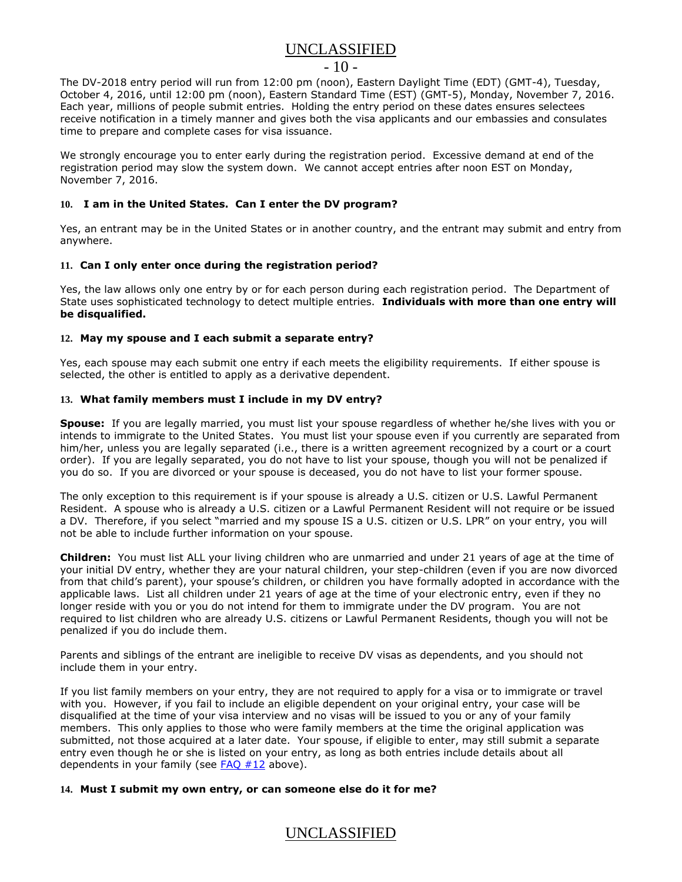The DV-2018 entry period will run from 12:00 pm (noon), Eastern Daylight Time (EDT) (GMT-4), Tuesday, October 4, 2016, until 12:00 pm (noon), Eastern Standard Time (EST) (GMT-5), Monday, November 7, 2016. Each year, millions of people submit entries. Holding the entry period on these dates ensures selectees receive notification in a timely manner and gives both the visa applicants and our embassies and consulates time to prepare and complete cases for visa issuance.

We strongly encourage you to enter early during the registration period. Excessive demand at end of the registration period may slow the system down. We cannot accept entries after noon EST on Monday, November 7, 2016.

### 10. I am in the United States. Can I enter the DV program?

Yes, an entrant may be in the United States or in another country, and the entrant may submit and entry from anywhere.

### 11. Can I only enter once during the registration period?

Yes, the law allows only one entry by or for each person during each registration period. The Department of State uses sophisticated technology to detect multiple entries. **Individuals with more than one entry will be disqualified.**

### 12. May my spouse and I each submit a separate entry?

Yes, each spouse may each submit one entry if each meets the eligibility requirements. If either spouse is selected, the other is entitled to apply as a derivative dependent.

### 13. What family members must I include in my DV entry?

**Spouse:** If you are legally married, you must list your spouse regardless of whether he/she lives with you or intends to immigrate to the United States. You must list your spouse even if you currently are separated from him/her, unless you are legally separated (i.e., there is a written agreement recognized by a court or a court order). If you are legally separated, you do not have to list your spouse, though you will not be penalized if you do so. If you are divorced or your spouse is deceased, you do not have to list your former spouse.

The only exception to this requirement is if your spouse is already a U.S. citizen or U.S. Lawful Permanent Resident. A spouse who is already a U.S. citizen or a Lawful Permanent Resident will not require or be issued a DV. Therefore, if you select "married and my spouse IS a U.S. citizen or U.S. LPR" on your entry, you will not be able to include further information on your spouse.

**Children:** You must list ALL your living children who are unmarried and under 21 years of age at the time of your initial DV entry, whether they are your natural children, your step-children (even if you are now divorced from that child's parent), your spouse's children, or children you have formally adopted in accordance with the applicable laws. List all children under 21 years of age at the time of your electronic entry, even if they no longer reside with you or you do not intend for them to immigrate under the DV program. You are not required to list children who are already U.S. citizens or Lawful Permanent Residents, though you will not be penalized if you do include them.

Parents and siblings of the entrant are ineligible to receive DV visas as dependents, and you should not include them in your entry.

If you list family members on your entry, they are not required to apply for a visa or to immigrate or travel with you. However, if you fail to include an eligible dependent on your original entry, your case will be disqualified at the time of your visa interview and no visas will be issued to you or any of your family members. This only applies to those who were family members at the time the original application was submitted, not those acquired at a later date. Your spouse, if eligible to enter, may still submit a separate entry even though he or she is listed on your entry, as long as both entries include details about all dependents in your family (see FAQ #12 above).

### 14. Must I submit my own entry, or can someone else do it for me?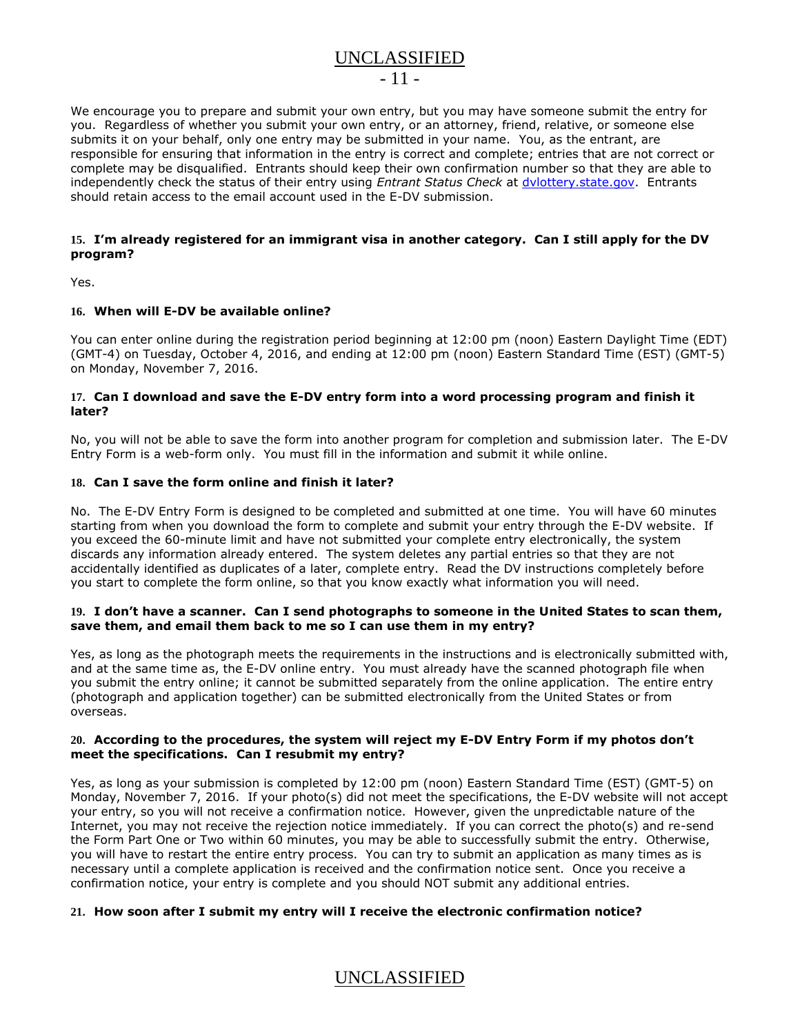We encourage you to prepare and submit your own entry, but you may have someone submit the entry for you. Regardless of whether you submit your own entry, or an attorney, friend, relative, or someone else submits it on your behalf, only one entry may be submitted in your name. You, as the entrant, are responsible for ensuring that information in the entry is correct and complete; entries that are not correct or complete may be disqualified. Entrants should keep their own confirmation number so that they are able to independently check the status of their entry using *Entrant Status Check* at [dvlottery.state.gov](dvlottery.state.gov). Entrants should retain access to the email account used in the E-DV submission.

**15. I'm already registered for an immigrant visa in another category. Can I still apply for the DV program?**

Yes.

**16. When will E-DV be available online?**

You can enter online during the registration period beginning at 12:00 pm (noon) Eastern Daylight Time (EDT) (GMT-4) on Tuesday, October 4, 2016, and ending at 12:00 pm (noon) Eastern Standard Time (EST) (GMT-5) on Monday, November 7, 2016.

**17. Can I download and save the E-DV entry form into a word processing program and finish it later?**

No, you will not be able to save the form into another program for completion and submission later. The E-DV Entry Form is a web-form only. You must fill in the information and submit it while online.

**18. Can I save the form online and finish it later?**

No. The E-DV Entry Form is designed to be completed and submitted at one time. You will have 60 minutes starting from when you download the form to complete and submit your entry through the E-DV website. If you exceed the 60-minute limit and have not submitted your complete entry electronically, the system discards any information already entered. The system deletes any partial entries so that they are not accidentally identified as duplicates of a later, complete entry. Read the DV instructions completely before you start to complete the form online, so that you know exactly what information you will need.

**19. I don't have a scanner. Can I send photographs to someone in the United States to scan them, save them, and email them back to me so I can use them in my entry?**

Yes, as long as the photograph meets the requirements in the instructions and is electronically submitted with, and at the same time as, the E-DV online entry. You must already have the scanned photograph file when you submit the entry online; it cannot be submitted separately from the online application. The entire entry (photograph and application together) can be submitted electronically from the United States or from overseas.

**20. According to the procedures, the system will reject my E-DV Entry Form if my photos don't meet the specifications. Can I resubmit my entry?**

Yes, as long as your submission is completed by 12:00 pm (noon) Eastern Standard Time (EST) (GMT-5) on Monday, November 7, 2016. If your photo(s) did not meet the specifications, the E-DV website will not accept your entry, so you will not receive a confirmation notice. However, given the unpredictable nature of the Internet, you may not receive the rejection notice immediately. If you can correct the photo(s) and re-send the Form Part One or Two within 60 minutes, you may be able to successfully submit the entry. Otherwise, you will have to restart the entire entry process. You can try to submit an application as many times as is necessary until a complete application is received and the confirmation notice sent. Once you receive a confirmation notice, your entry is complete and you should NOT submit any additional entries.

**21. How soon after I submit my entry will I receive the electronic confirmation notice?**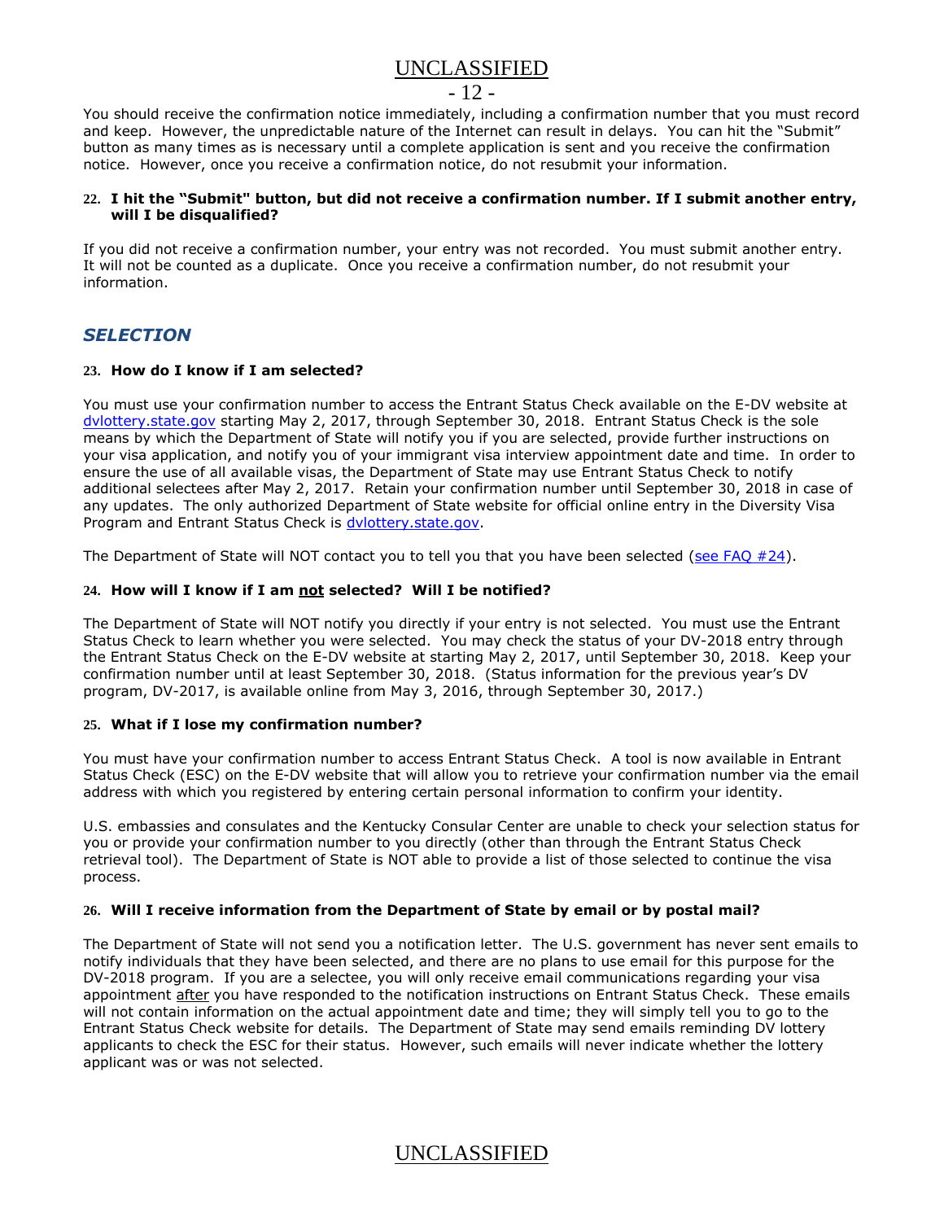You should receive the confirmation notice immediately, including a confirmation number that you must record and keep. However, the unpredictable nature of the Internet can result in delays. You can hit the "Submit" button as many times as is necessary until a complete application is sent and you receive the confirmation notice. However, once you receive a confirmation notice, do not resubmit your information.

**22. I hit the "Submit" button, but did not receive a confirmation number. If I submit another entry, will I be disqualified?**

If you did not receive a confirmation number, your entry was not recorded. You must submit another entry. It will not be counted as a duplicate. Once you receive a confirmation number, do not resubmit your information.

## *SELECTION*

**23. How do I know if I am selected?**

You must use your confirmation number to access the Entrant Status Check available on the E-DV website at [dvlottery.state.gov](dvlottery.state.gov) starting May 2, 2017, through September 30, 2018. Entrant Status Check is the sole means by which the Department of State will notify you if you are selected, provide further instructions on your visa application, and notify you of your immigrant visa interview appointment date and time. In order to ensure the use of all available visas, the Department of State may use Entrant Status Check to notify additional selectees after May 2, 2017. Retain your confirmation number until September 30, 2018 in case of any updates. The only authorized Department of State website for official online entry in the Diversity Visa Program and Entrant Status Check is [dvlottery.state.gov](dvlottery.state.gov).

The Department of State will NOT contact you to tell you that you have been selected (see FAQ #24).

**24. How will I know if I am <u>not</u> selected? Will I be notified?**

The Department of State will NOT notify you directly if your entry is not selected. You must use the Entrant Status Check to learn whether you were selected. You may check the status of your DV-2018 entry through the Entrant Status Check on the E-DV website at starting May 2, 2017, until September 30, 2018. Keep your confirmation number until at least September 30, 2018. (Status information for the previous year's DV program, DV-2017, is available online from May 3, 2016, through September 30, 2017.)

**25. What if I lose my confirmation number?**

You must have your confirmation number to access Entrant Status Check. A tool is now available in Entrant Status Check (ESC) on the E-DV website that will allow you to retrieve your confirmation number via the email address with which you registered by entering certain personal information to confirm your identity.

U.S. embassies and consulates and the Kentucky Consular Center are unable to check your selection status for you or provide your confirmation number to you directly (other than through the Entrant Status Check retrieval tool). The Department of State is NOT able to provide a list of those selected to continue the visa process.

**26. Will I receive information from the Department of State by email or by postal mail?**

The Department of State will not send you a notification letter. The U.S. government has never sent emails to notify individuals that they have been selected, and there are no plans to use email for this purpose for the DV-2018 program. If you are a selectee, you will only receive email communications regarding your visa appointment <u>after</u> you have responded to the notification instructions on Entrant Status Check. These emails will not contain information on the actual appointment date and time; they will simply tell you to go to the Entrant Status Check website for details. The Department of State may send emails reminding DV lottery applicants to check the ESC for their status. However, such emails will never indicate whether the lottery applicant was or was not selected.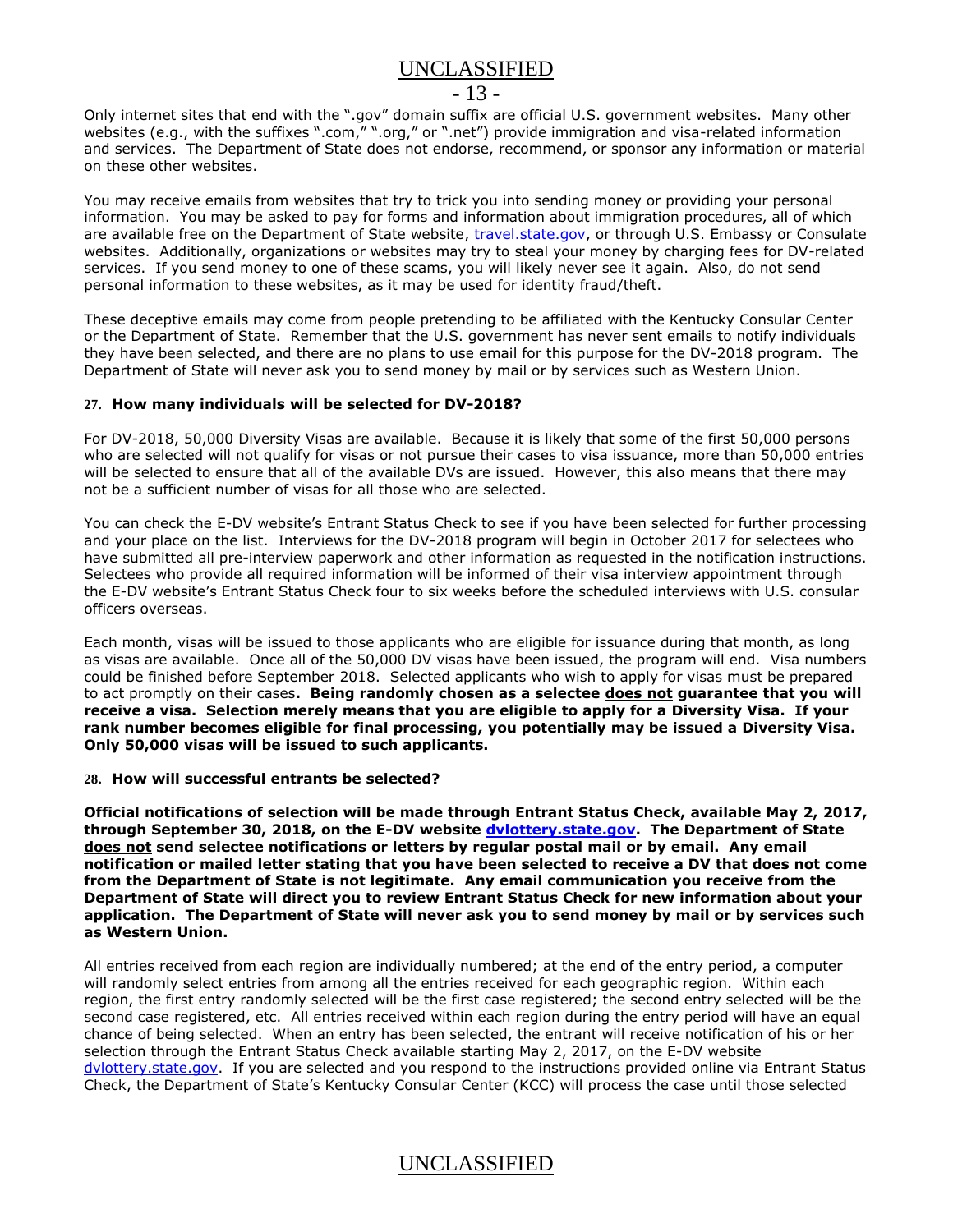Only internet sites that end with the ".gov" domain suffix are official U.S. government websites. Many other websites (e.g., with the suffixes ".com," ".org," or ".net") provide immigration and visa-related information and services. The Department of State does not endorse, recommend, or sponsor any information or material on these other websites.

You may receive emails from websites that try to trick you into sending money or providing your personal information. You may be asked to pay for forms and information about immigration procedures, all of which are available free on the Department of State website, [travel.state.gov](travel.state.gov), or through U.S. Embassy or Consulate websites. Additionally, organizations or websites may try to steal your money by charging fees for DV-related services. If you send money to one of these scams, you will likely never see it again. Also, do not send personal information to these websites, as it may be used for identity fraud/theft.

These deceptive emails may come from people pretending to be affiliated with the Kentucky Consular Center or the Department of State. Remember that the U.S. government has never sent emails to notify individuals they have been selected, and there are no plans to use email for this purpose for the DV-2018 program. The Department of State will never ask you to send money by mail or by services such as Western Union.

### 27. How many individuals will be selected for DV-2018?

For DV-2018, 50,000 Diversity Visas are available. Because it is likely that some of the first 50,000 persons who are selected will not qualify for visas or not pursue their cases to visa issuance, more than 50,000 entries will be selected to ensure that all of the available DVs are issued. However, this also means that there may not be a sufficient number of visas for all those who are selected.

You can check the E-DV website's Entrant Status Check to see if you have been selected for further processing and your place on the list. Interviews for the DV-2018 program will begin in October 2017 for selectees who have submitted all pre-interview paperwork and other information as requested in the notification instructions. Selectees who provide all required information will be informed of their visa interview appointment through the E-DV website's Entrant Status Check four to six weeks before the scheduled interviews with U.S. consular officers overseas.

Each month, visas will be issued to those applicants who are eligible for issuance during that month, as long as visas are available. Once all of the 50,000 DV visas have been issued, the program will end. Visa numbers could be finished before September 2018. Selected applicants who wish to apply for visas must be prepared to act promptly on their cases**. Being randomly chosen as a selectee does not guarantee that you will receive a visa. Selection merely means that you are eligible to apply for a Diversity Visa. If your rank number becomes eligible for final processing, you potentially may be issued a Diversity Visa. Only 50,000 visas will be issued to such applicants.**

### 28. How will successful entrants be selected?

**Official notifications of selection will be made through Entrant Status Check, available May 2, 2017, through September 30, 2018, on the E-DV website [dvlottery.state.gov](dvlottery.state.gov). The Department of State does not send selectee notifications or letters by regular postal mail or by email. Any email notification or mailed letter stating that you have been selected to receive a DV that does not come from the Department of State is not legitimate. Any email communication you receive from the Department of State will direct you to review Entrant Status Check for new information about your application. The Department of State will never ask you to send money by mail or by services such as Western Union.**

All entries received from each region are individually numbered; at the end of the entry period, a computer will randomly select entries from among all the entries received for each geographic region. Within each region, the first entry randomly selected will be the first case registered; the second entry selected will be the second case registered, etc. All entries received within each region during the entry period will have an equal chance of being selected. When an entry has been selected, the entrant will receive notification of his or her selection through the Entrant Status Check available starting May 2, 2017, on the E-DV website [dvlottery.state.gov](dvlottery.state.gov). If you are selected and you respond to the instructions provided online via Entrant Status Check, the Department of State's Kentucky Consular Center (KCC) will process the case until those selected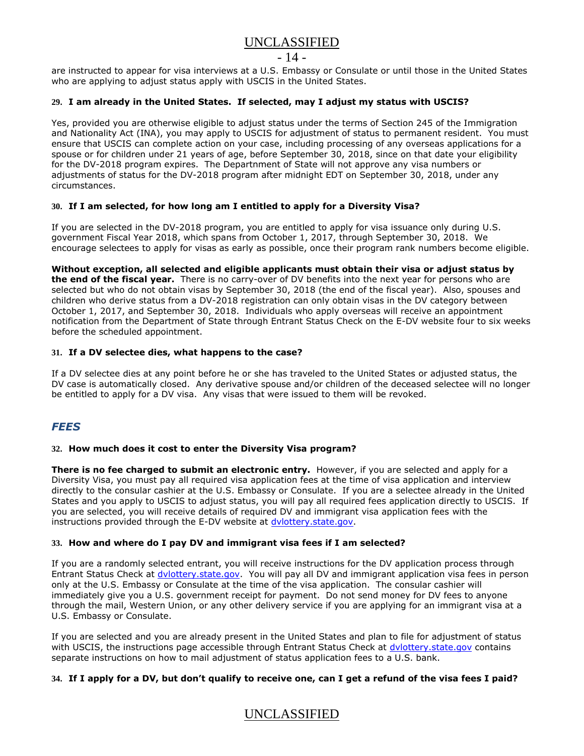are instructed to appear for visa interviews at a U.S. Embassy or Consulate or until those in the United States who are applying to adjust status apply with USCIS in the United States.

### 29. I am already in the United States. If selected, may I adjust my status with USCIS?

Yes, provided you are otherwise eligible to adjust status under the terms of Section 245 of the Immigration and Nationality Act (INA), you may apply to USCIS for adjustment of status to permanent resident. You must ensure that USCIS can complete action on your case, including processing of any overseas applications for a spouse or for children under 21 years of age, before September 30, 2018, since on that date your eligibility for the DV-2018 program expires. The Departnment of State will not approve any visa numbers or adjustments of status for the DV-2018 program after midnight EDT on September 30, 2018, under any circumstances.

### 30. If I am selected, for how long am I entitled to apply for a Diversity Visa?

If you are selected in the DV-2018 program, you are entitled to apply for visa issuance only during U.S. government Fiscal Year 2018, which spans from October 1, 2017, through September 30, 2018. We encourage selectees to apply for visas as early as possible, once their program rank numbers become eligible.

**Without exception, all selected and eligible applicants must obtain their visa or adjust status by the end of the fiscal year.** There is no carry-over of DV benefits into the next year for persons who are selected but who do not obtain visas by September 30, 2018 (the end of the fiscal year). Also, spouses and children who derive status from a DV-2018 registration can only obtain visas in the DV category between October 1, 2017, and September 30, 2018. Individuals who apply overseas will receive an appointment notification from the Department of State through Entrant Status Check on the E-DV website four to six weeks before the scheduled appointment.

### 31. If a DV selectee dies, what happens to the case?

If a DV selectee dies at any point before he or she has traveled to the United States or adjusted status, the DV case is automatically closed. Any derivative spouse and/or children of the deceased selectee will no longer be entitled to apply for a DV visa. Any visas that were issued to them will be revoked.

## *FEES*

### 32. How much does it cost to enter the Diversity Visa program?

**There is no fee charged to submit an electronic entry.** However, if you are selected and apply for a Diversity Visa, you must pay all required visa application fees at the time of visa application and interview directly to the consular cashier at the U.S. Embassy or Consulate. If you are a selectee already in the United States and you apply to USCIS to adjust status, you will pay all required fees application directly to USCIS. If you are selected, you will receive details of required DV and immigrant visa application fees with the instructions provided through the E-DV website at dvlottery.state.gov.

### 33. How and where do I pay DV and immigrant visa fees if I am selected?

If you are a randomly selected entrant, you will receive instructions for the DV application process through Entrant Status Check at dvlottery.state.gov. You will pay all DV and immigrant application visa fees in person only at the U.S. Embassy or Consulate at the time of the visa application. The consular cashier will immediately give you a U.S. government receipt for payment. Do not send money for DV fees to anyone through the mail, Western Union, or any other delivery service if you are applying for an immigrant visa at a U.S. Embassy or Consulate.

If you are selected and you are already present in the United States and plan to file for adjustment of status with USCIS, the instructions page accessible through Entrant Status Check at dvlottery.state.gov contains separate instructions on how to mail adjustment of status application fees to a U.S. bank.

### 34. If I apply for a DV, but don't qualify to receive one, can I get a refund of the visa fees I paid?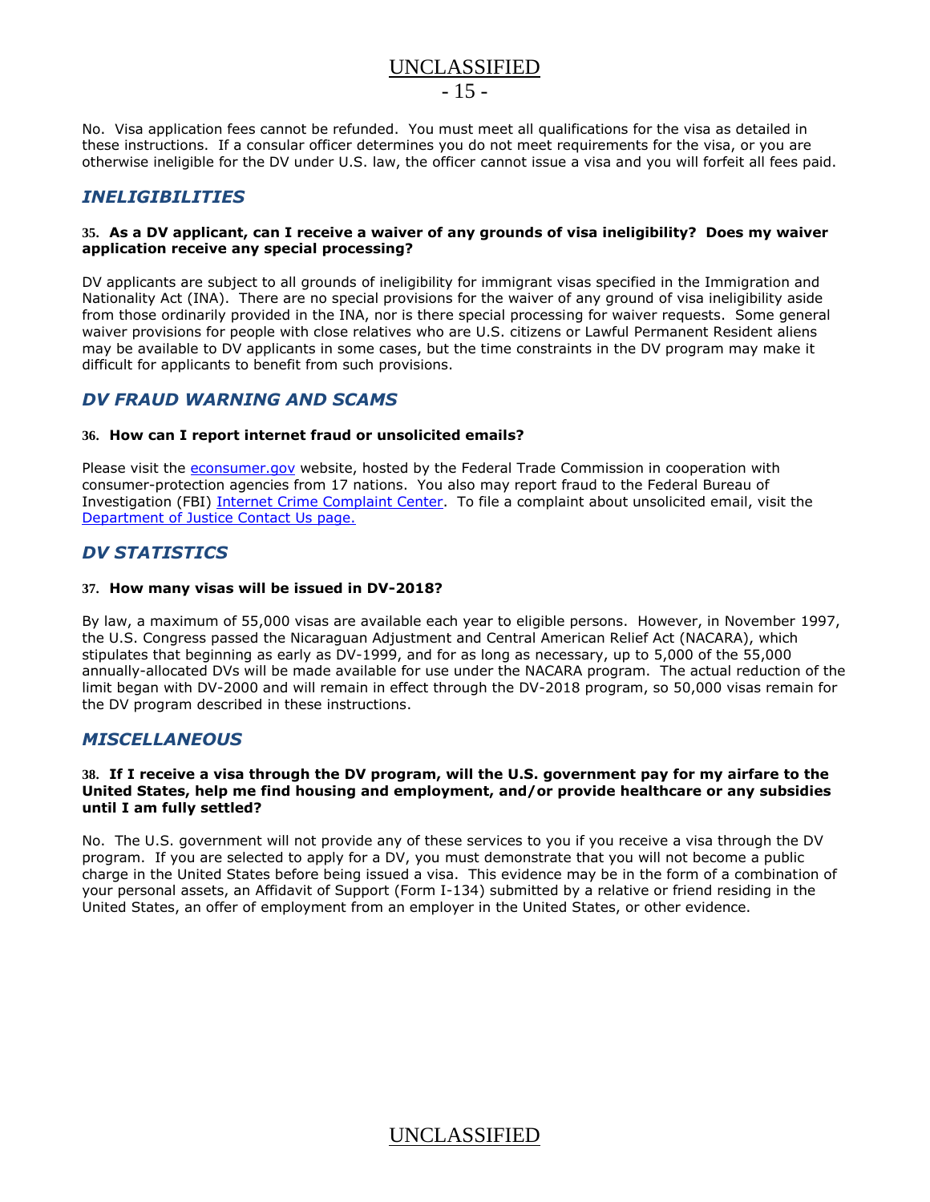No. Visa application fees cannot be refunded. You must meet all qualifications for the visa as detailed in these instructions. If a consular officer determines you do not meet requirements for the visa, or you are otherwise ineligible for the DV under U.S. law, the officer cannot issue a visa and you will forfeit all fees paid.

## *INELIGIBILITIES*

**35. As a DV applicant, can I receive a waiver of any grounds of visa ineligibility? Does my waiver application receive any special processing?**

DV applicants are subject to all grounds of ineligibility for immigrant visas specified in the Immigration and Nationality Act (INA). There are no special provisions for the waiver of any ground of visa ineligibility aside from those ordinarily provided in the INA, nor is there special processing for waiver requests. Some general waiver provisions for people with close relatives who are U.S. citizens or Lawful Permanent Resident aliens may be available to DV applicants in some cases, but the time constraints in the DV program may make it difficult for applicants to benefit from such provisions.

## *DV FRAUD WARNING AND SCAMS*

**36. How can I report internet fraud or unsolicited emails?**

Please visit the [econsumer.gov]() website, hosted by the Federal Trade Commission in cooperation with consumer-protection agencies from 17 nations. You also may report fraud to the Federal Bureau of Investigation (FBI) [Internet Crime Complaint Center](). To file a complaint about unsolicited email, visit the [Department of Justice Contact Us page.]()

## *DV STATISTICS*

**37. How many visas will be issued in DV-2018?**

By law, a maximum of 55,000 visas are available each year to eligible persons. However, in November 1997, the U.S. Congress passed the Nicaraguan Adjustment and Central American Relief Act (NACARA), which stipulates that beginning as early as DV-1999, and for as long as necessary, up to 5,000 of the 55,000 annually-allocated DVs will be made available for use under the NACARA program. The actual reduction of the limit began with DV-2000 and will remain in effect through the DV-2018 program, so 50,000 visas remain for the DV program described in these instructions.

## *MISCELLANEOUS*

**38. If I receive a visa through the DV program, will the U.S. government pay for my airfare to the United States, help me find housing and employment, and/or provide healthcare or any subsidies until I am fully settled?**

No. The U.S. government will not provide any of these services to you if you receive a visa through the DV program. If you are selected to apply for a DV, you must demonstrate that you will not become a public charge in the United States before being issued a visa. This evidence may be in the form of a combination of your personal assets, an Affidavit of Support (Form I-134) submitted by a relative or friend residing in the United States, an offer of employment from an employer in the United States, or other evidence.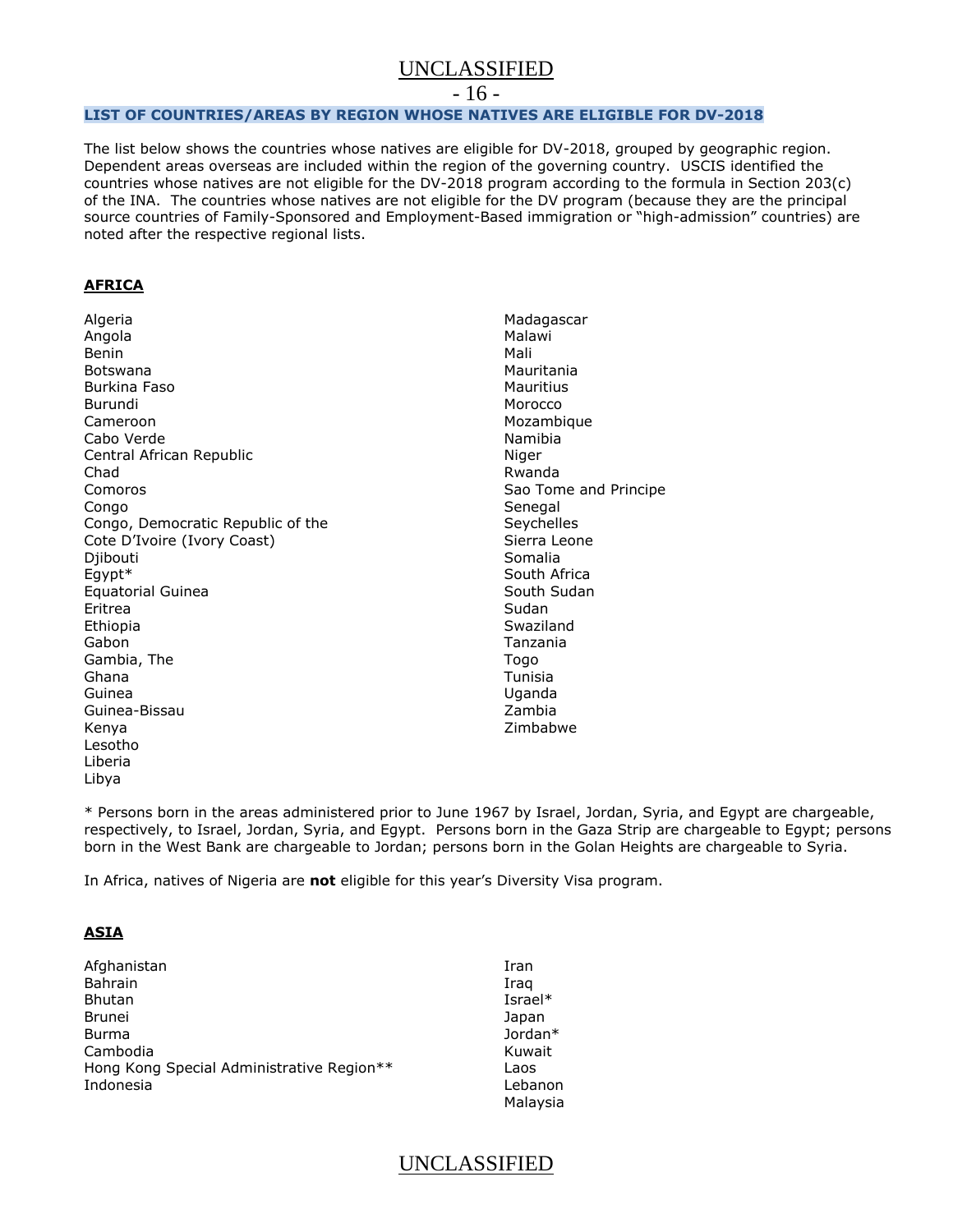## LIST OF COUNTRIES/AREAS BY REGION WHOSE NATIVES ARE ELIGIBLE FOR DV-2018

The list below shows the countries whose natives are eligible for DV-2018, grouped by geographic region. Dependent areas overseas are included within the region of the governing country. USCIS identified the countries whose natives are not eligible for the DV-2018 program according to the formula in Section 203(c) of the INA. The countries whose natives are not eligible for the DV program (because they are the principal source countries of Family-Sponsored and Employment-Based immigration or "high-admission" countries) are noted after the respective regional lists.

### AFRICA

Algeria
Angola
Benin
Botswana
Burkina Faso
Burundi
Cameroon
Cabo Verde
Central African Republic
Chad
Comoros
Congo
Congo, Democratic Republic of the
Cote D'Ivoire (Ivory Coast)
Djibouti
Egypt*
Equatorial Guinea
Eritrea
Ethiopia
Gabon
Gambia, The
Ghana
Guinea
Guinea-Bissau
Kenya
Lesotho
Liberia
Libya
Madagascar
Malawi
Mali
Mauritania
Mauritius
Morocco
Mozambique
Namibia
Niger
Rwanda
Sao Tome and Principe
Senegal
Seychelles
Sierra Leone
Somalia
South Africa
South Sudan
Sudan
Swaziland
Tanzania
Togo
Tunisia
Uganda
Zambia
Zimbabwe

* Persons born in the areas administered prior to June 1967 by Israel, Jordan, Syria, and Egypt are chargeable, respectively, to Israel, Jordan, Syria, and Egypt. Persons born in the Gaza Strip are chargeable to Egypt; persons born in the West Bank are chargeable to Jordan; persons born in the Golan Heights are chargeable to Syria.

In Africa, natives of Nigeria are **not** eligible for this year's Diversity Visa program.

### ASIA

Afghanistan
Bahrain
Bhutan
Brunei
Burma
Cambodia
Hong Kong Special Administrative Region**
Indonesia
Iran
Iraq
Israel*
Japan
Jordan*
Kuwait
Laos
Lebanon
Malaysia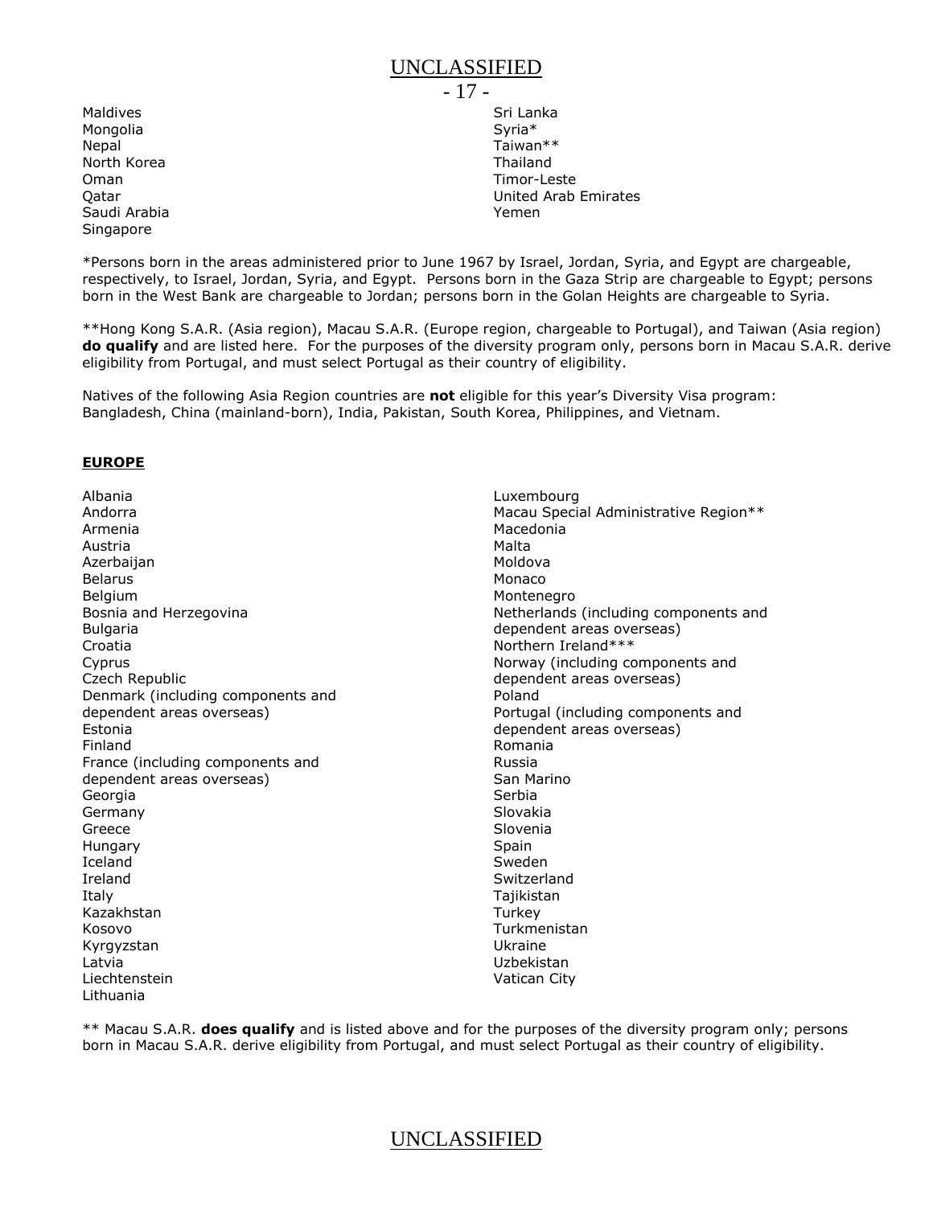- Maldives
- Mongolia
- Nepal
- North Korea
- Oman
- Qatar
- Saudi Arabia
- Singapore
- Sri Lanka
- Syria*
- Taiwan**
- Thailand
- Timor-Leste
- United Arab Emirates
- Yemen

*Persons born in the areas administered prior to June 1967 by Israel, Jordan, Syria, and Egypt are chargeable, respectively, to Israel, Jordan, Syria, and Egypt. Persons born in the Gaza Strip are chargeable to Egypt; persons born in the West Bank are chargeable to Jordan; persons born in the Golan Heights are chargeable to Syria.

**Hong Kong S.A.R. (Asia region), Macau S.A.R. (Europe region, chargeable to Portugal), and Taiwan (Asia region) **do qualify** and are listed here. For the purposes of the diversity program only, persons born in Macau S.A.R. derive eligibility from Portugal, and must select Portugal as their country of eligibility.

Natives of the following Asia Region countries are **not** eligible for this year's Diversity Visa program: Bangladesh, China (mainland-born), India, Pakistan, South Korea, Philippines, and Vietnam.

## EUROPE

- Albania
- Andorra
- Armenia
- Austria
- Azerbaijan
- Belarus
- Belgium
- Bosnia and Herzegovina
- Bulgaria
- Croatia
- Cyprus
- Czech Republic
- Denmark (including components and dependent areas overseas)
- Estonia
- Finland
- France (including components and dependent areas overseas)
- Georgia
- Germany
- Greece
- Hungary
- Iceland
- Ireland
- Italy
- Kazakhstan
- Kosovo
- Kyrgyzstan
- Latvia
- Liechtenstein
- Lithuania
- Luxembourg
- Macau Special Administrative Region**
- Macedonia
- Malta
- Moldova
- Monaco
- Montenegro
- Netherlands (including components and dependent areas overseas)
- Northern Ireland***
- Norway (including components and dependent areas overseas)
- Poland
- Portugal (including components and dependent areas overseas)
- Romania
- Russia
- San Marino
- Serbia
- Slovakia
- Slovenia
- Spain
- Sweden
- Switzerland
- Tajikistan
- Turkey
- Turkmenistan
- Ukraine
- Uzbekistan
- Vatican City

** Macau S.A.R. **does qualify** and is listed above and for the purposes of the diversity program only; persons born in Macau S.A.R. derive eligibility from Portugal, and must select Portugal as their country of eligibility.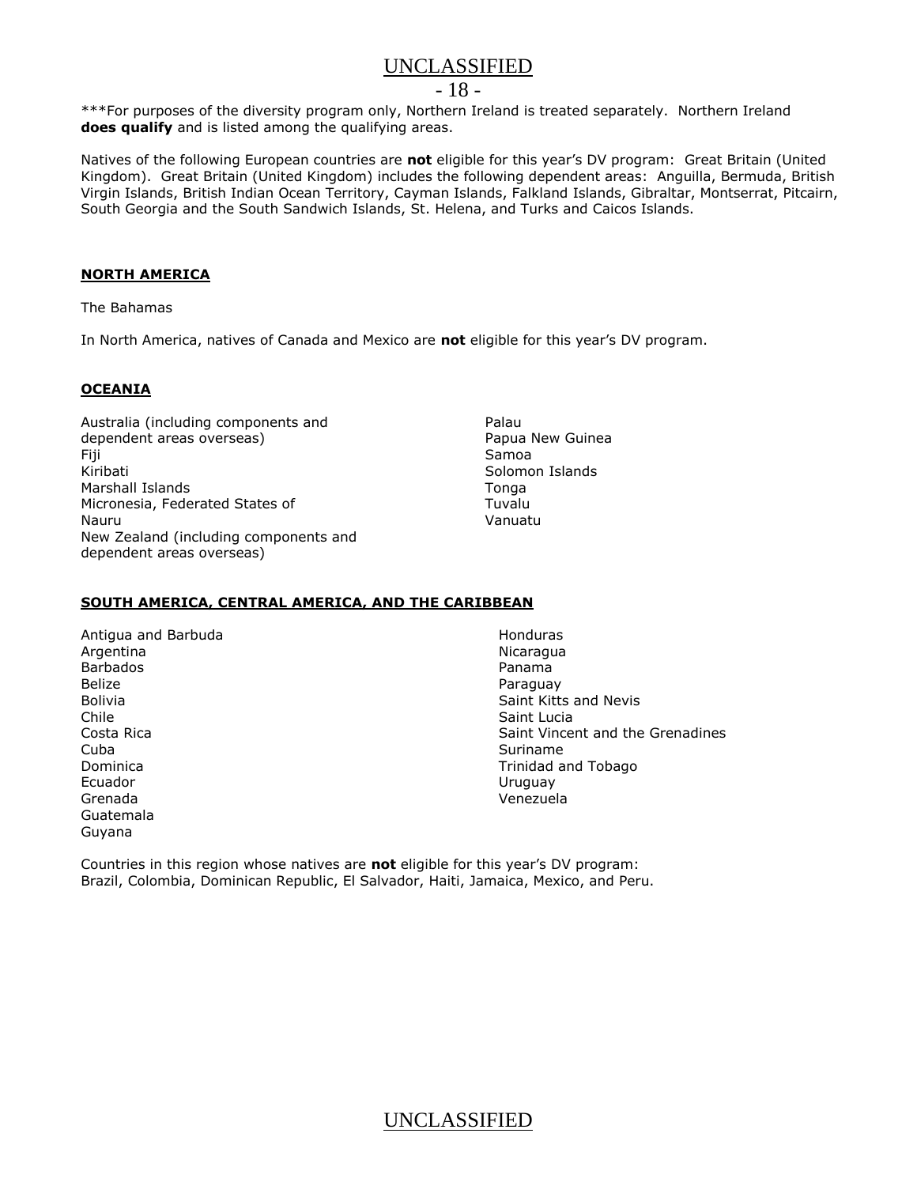***For purposes of the diversity program only, Northern Ireland is treated separately. Northern Ireland **does qualify** and is listed among the qualifying areas.

Natives of the following European countries are **not** eligible for this year's DV program: Great Britain (United Kingdom). Great Britain (United Kingdom) includes the following dependent areas: Anguilla, Bermuda, British Virgin Islands, British Indian Ocean Territory, Cayman Islands, Falkland Islands, Gibraltar, Montserrat, Pitcairn, South Georgia and the South Sandwich Islands, St. Helena, and Turks and Caicos Islands.

**NORTH AMERICA**

The Bahamas

In North America, natives of Canada and Mexico are **not** eligible for this year's DV program.

**OCEANIA**

Australia (including components and dependent areas overseas)
Fiji
Kiribati
Marshall Islands
Micronesia, Federated States of
Nauru
New Zealand (including components and dependent areas overseas)
Palau
Papua New Guinea
Samoa
Solomon Islands
Tonga
Tuvalu
Vanuatu

**SOUTH AMERICA, CENTRAL AMERICA, AND THE CARIBBEAN**

Antigua and Barbuda
Argentina
Barbados
Belize
Bolivia
Chile
Costa Rica
Cuba
Dominica
Ecuador
Grenada
Guatemala
Guyana
Honduras
Nicaragua
Panama
Paraguay
Saint Kitts and Nevis
Saint Lucia
Saint Vincent and the Grenadines
Suriname
Trinidad and Tobago
Uruguay
Venezuela

Countries in this region whose natives are **not** eligible for this year's DV program: Brazil, Colombia, Dominican Republic, El Salvador, Haiti, Jamaica, Mexico, and Peru.